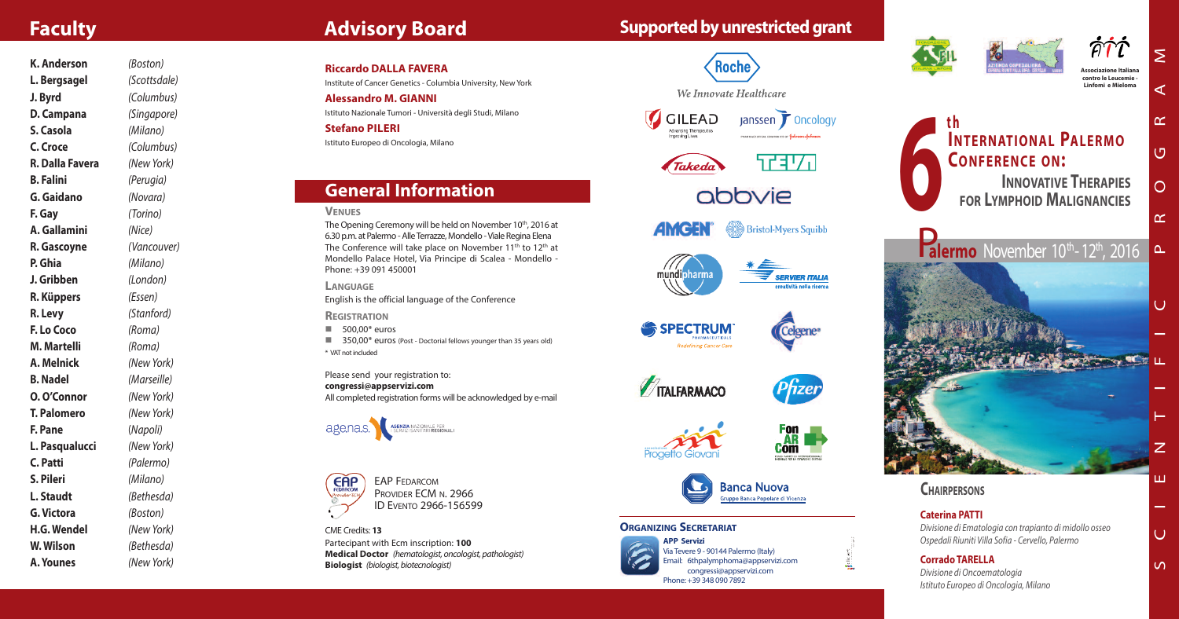# Faculty

| | |
|---|---|
| **K. Anderson** | *(Boston)* |
| **L. Bergsagel** | *(Scottsdale)* |
| **J. Byrd** | *(Columbus)* |
| **D. Campana** | *(Singapore)* |
| **S. Casola** | *(Milano)* |
| **C. Croce** | *(Columbus)* |
| **R. Dalla Favera** | *(New York)* |
| **B. Falini** | *(Perugia)* |
| **G. Gaidano** | *(Novara)* |
| **F. Gay** | *(Torino)* |
| **A. Gallamini** | *(Nice)* |
| **R. Gascoyne** | *(Vancouver)* |
| **P. Ghia** | *(Milano)* |
| **J. Gribben** | *(London)* |
| **R. Küppers** | *(Essen)* |
| **R. Levy** | *(Stanford)* |
| **F. Lo Coco** | *(Roma)* |
| **M. Martelli** | *(Roma)* |
| **A. Melnick** | *(New York)* |
| **B. Nadel** | *(Marseille)* |
| **O. O'Connor** | *(New York)* |
| **T. Palomero** | *(New York)* |
| **F. Pane** | *(Napoli)* |
| **L. Pasqualucci** | *(New York)* |
| **C. Patti** | *(Palermo)* |
| **S. Pileri** | *(Milano)* |
| **L. Staudt** | *(Bethesda)* |
| **G. Victora** | *(Boston)* |
| **H.G. Wendel** | *(New York)* |
| **W. Wilson** | *(Bethesda)* |
| **A. Younes** | *(New York)* |

# Advisory Board

**Riccardo DALLA FAVERA**
Institute of Cancer Genetics - Columbia University, New York

**Alessandro M. GIANNI**
Istituto Nazionale Tumori - Università degli Studi, Milano

**Stefano PILERI**
Istituto Europeo di Oncologia, Milano

# General Information

### Venues

The Opening Ceremony will be held on November 10th, 2016 at 6.30 p.m. at Palermo - Alle Terrazze, Mondello - Viale Regina Elena
The Conference will take place on November 11th to 12th at Mondello Palace Hotel, Via Principe di Scalea - Mondello - Phone: +39 091 450001

### Language

English is the official language of the Conference

### Registration

- 500,00* euros
- 350,00* euros (Post - Doctorial fellows younger than 35 years old)

\* VAT not included

Please send your registration to:
**congressi@appservizi.com**
All completed registration forms will be acknowledged by e-mail

age.na.s. AGENZIA NAZIONALE PER I SERVIZI SANITARI REGIONALI

EAP Fedarcom
Provider ECM n. 2966
ID Evento 2966-156599

CME Credits: **13**
Partecipant with Ecm inscription: **100**
**Medical Doctor** *(hematologist, oncologist, pathologist)*
**Biologist** *(biologist, biotecnologist)*

# Supported by unrestricted grant

Roche — We Innovate Healthcare
Gilead — Advancing Therapeutics, Improving Lives.
Janssen Oncology
Takeda
Teva
abbvie
Amgen
Bristol-Myers Squibb
mundipharma
Servier Italia — creatività nella ricerca
Spectrum Pharmaceuticals — Redefining Cancer Care
Celgene
Italfarmaco
Pfizer
Progetto Giovani
FonARCom
Banca Nuova — Gruppo Banca Popolare di Vicenza

### Organizing Secretariat

**APP Servizi**
Via Tevere 9 - 90144 Palermo (Italy)
Email: 6thpalymphoma@appservizi.com
congressi@appservizi.com
Phone: +39 348 090 7892

Associazione Italiana contro le Leucemie - Linfomi e Mieloma

# 6th International Palermo Conference on: Innovative Therapies for Lymphoid Malignancies

## Palermo November 10th - 12th, 2016

SCIENTIFIC PROGRAM

### Chairpersons

**Caterina PATTI**
*Divisione di Ematologia con trapianto di midollo osseo*
*Ospedali Riuniti Villa Sofia - Cervello, Palermo*

**Corrado TARELLA**
*Divisione di Oncoematologia*
*Istituto Europeo di Oncologia, Milano*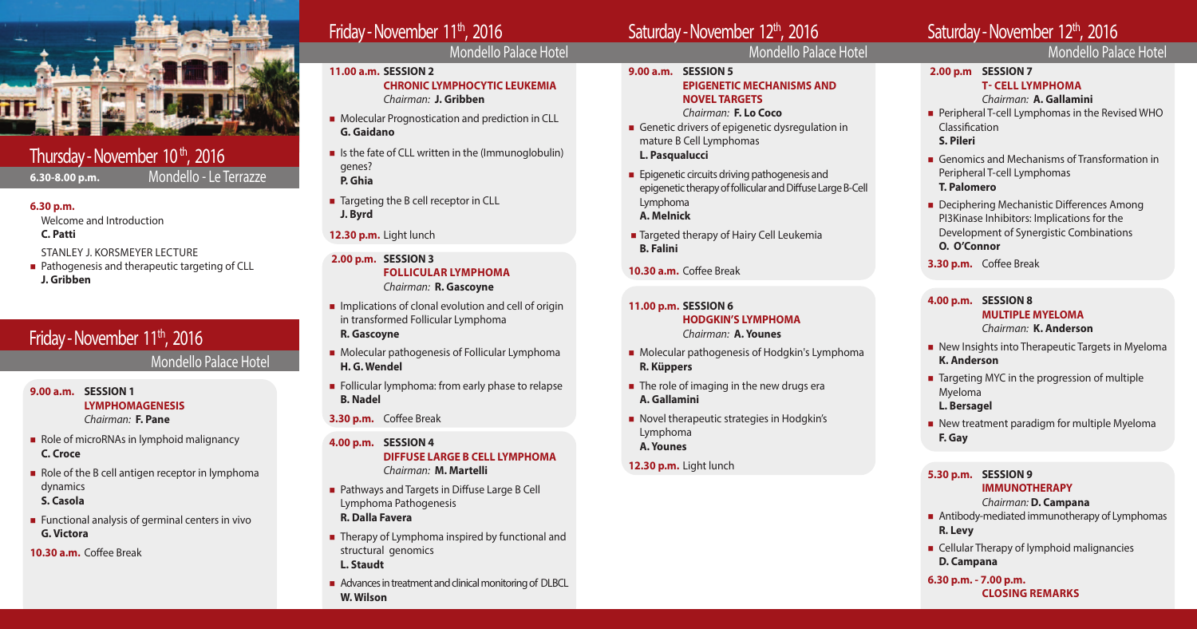## Thursday - November 10th, 2016

**6.30-8.00 p.m.** Mondello - Le Terrazze

**6.30 p.m.**
Welcome and Introduction
**C. Patti**

STANLEY J. KORSMEYER LECTURE

- Pathogenesis and therapeutic targeting of CLL
  **J. Gribben**

## Friday - November 11th, 2016

Mondello Palace Hotel

**9.00 a.m. SESSION 1**
**LYMPHOMAGENESIS**
*Chairman:* **F. Pane**

- Role of microRNAs in lymphoid malignancy
  **C. Croce**
- Role of the B cell antigen receptor in lymphoma dynamics
  **S. Casola**
- Functional analysis of germinal centers in vivo
  **G. Victora**

**10.30 a.m.** Coffee Break

## Friday - November 11th, 2016

Mondello Palace Hotel

**11.00 a.m. SESSION 2**
**CHRONIC LYMPHOCYTIC LEUKEMIA**
*Chairman:* **J. Gribben**

- Molecular Prognostication and prediction in CLL
  **G. Gaidano**
- Is the fate of CLL written in the (Immunoglobulin) genes?
  **P. Ghia**
- Targeting the B cell receptor in CLL
  **J. Byrd**

**12.30 p.m.** Light lunch

**2.00 p.m. SESSION 3**
**FOLLICULAR LYMPHOMA**
*Chairman:* **R. Gascoyne**

- Implications of clonal evolution and cell of origin in transformed Follicular Lymphoma
  **R. Gascoyne**
- Molecular pathogenesis of Follicular Lymphoma
  **H. G. Wendel**
- Follicular lymphoma: from early phase to relapse
  **B. Nadel**

**3.30 p.m.** Coffee Break

**4.00 p.m. SESSION 4**
**DIFFUSE LARGE B CELL LYMPHOMA**
*Chairman:* **M. Martelli**

- Pathways and Targets in Diffuse Large B Cell Lymphoma Pathogenesis
  **R. Dalla Favera**
- Therapy of Lymphoma inspired by functional and structural genomics
  **L. Staudt**
- Advances in treatment and clinical monitoring of DLBCL
  **W. Wilson**

## Saturday - November 12th, 2016

Mondello Palace Hotel

**9.00 a.m. SESSION 5**
**EPIGENETIC MECHANISMS AND NOVEL TARGETS**
*Chairman:* **F. Lo Coco**

- Genetic drivers of epigenetic dysregulation in mature B Cell Lymphomas
  **L. Pasqualucci**
- Epigenetic circuits driving pathogenesis and epigenetic therapy of follicular and Diffuse Large B-Cell Lymphoma
  **A. Melnick**
- Targeted therapy of Hairy Cell Leukemia
  **B. Falini**

**10.30 a.m.** Coffee Break

**11.00 p.m. SESSION 6**
**HODGKIN'S LYMPHOMA**
*Chairman:* **A. Younes**

- Molecular pathogenesis of Hodgkin's Lymphoma
  **R. Küppers**
- The role of imaging in the new drugs era
  **A. Gallamini**
- Novel therapeutic strategies in Hodgkin's Lymphoma
  **A. Younes**

**12.30 p.m.** Light lunch

## Saturday - November 12th, 2016

Mondello Palace Hotel

**2.00 p.m SESSION 7**
**T- CELL LYMPHOMA**
*Chairman:* **A. Gallamini**

- Peripheral T-cell Lymphomas in the Revised WHO Classification
  **S. Pileri**
- Genomics and Mechanisms of Transformation in Peripheral T-cell Lymphomas
  **T. Palomero**
- Deciphering Mechanistic Differences Among PI3Kinase Inhibitors: Implications for the Development of Synergistic Combinations
  **O. O'Connor**

**3.30 p.m.** Coffee Break

**4.00 p.m. SESSION 8**
**MULTIPLE MYELOMA**
*Chairman:* **K. Anderson**

- New Insights into Therapeutic Targets in Myeloma
  **K. Anderson**
- Targeting MYC in the progression of multiple Myeloma
  **L. Bersagel**
- New treatment paradigm for multiple Myeloma
  **F. Gay**

**5.30 p.m. SESSION 9**
**IMMUNOTHERAPY**
*Chairman:* **D. Campana**

- Antibody-mediated immunotherapy of Lymphomas
  **R. Levy**
- Cellular Therapy of lymphoid malignancies
  **D. Campana**

**6.30 p.m. - 7.00 p.m.**
**CLOSING REMARKS**